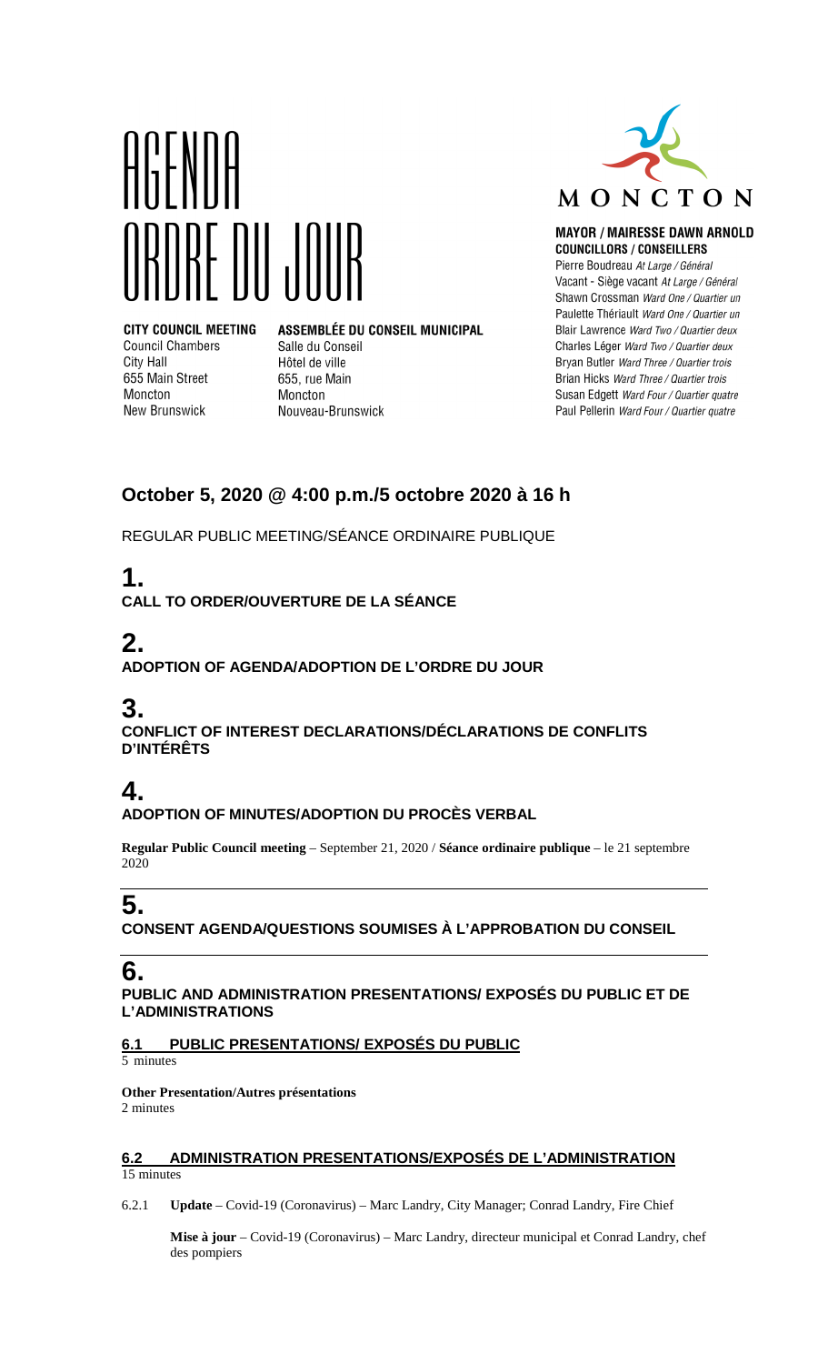# AGENDA
# ORDRE DU JOUR

**CITY COUNCIL MEETING**
Council Chambers
City Hall
655 Main Street
Moncton
New Brunswick

**ASSEMBLÉE DU CONSEIL MUNICIPAL**
Salle du Conseil
Hôtel de ville
655, rue Main
Moncton
Nouveau-Brunswick

MONCTON

**MAYOR / MAIRESSE DAWN ARNOLD**
**COUNCILLORS / CONSEILLERS**
Pierre Boudreau *At Large / Général*
Vacant - Siège vacant *At Large / Général*
Shawn Crossman *Ward One / Quartier un*
Paulette Thériault *Ward One / Quartier un*
Blair Lawrence *Ward Two / Quartier deux*
Charles Léger *Ward Two / Quartier deux*
Bryan Butler *Ward Three / Quartier trois*
Brian Hicks *Ward Three / Quartier trois*
Susan Edgett *Ward Four / Quartier quatre*
Paul Pellerin *Ward Four / Quartier quatre*

## October 5, 2020 @ 4:00 p.m./5 octobre 2020 à 16 h

REGULAR PUBLIC MEETING/SÉANCE ORDINAIRE PUBLIQUE

# 1.
**CALL TO ORDER/OUVERTURE DE LA SÉANCE**

# 2.
**ADOPTION OF AGENDA/ADOPTION DE L'ORDRE DU JOUR**

# 3.
**CONFLICT OF INTEREST DECLARATIONS/DÉCLARATIONS DE CONFLITS D'INTÉRÊTS**

# 4.
**ADOPTION OF MINUTES/ADOPTION DU PROCÈS VERBAL**

**Regular Public Council meeting** – September 21, 2020 / **Séance ordinaire publique** – le 21 septembre 2020

# 5.
**CONSENT AGENDA/QUESTIONS SOUMISES À L'APPROBATION DU CONSEIL**

# 6.
**PUBLIC AND ADMINISTRATION PRESENTATIONS/ EXPOSÉS DU PUBLIC ET DE L'ADMINISTRATIONS**

### 6.1 PUBLIC PRESENTATIONS/ EXPOSÉS DU PUBLIC
5 minutes

**Other Presentation/Autres présentations**
2 minutes

### 6.2 ADMINISTRATION PRESENTATIONS/EXPOSÉS DE L'ADMINISTRATION
15 minutes

6.2.1 **Update** – Covid-19 (Coronavirus) – Marc Landry, City Manager; Conrad Landry, Fire Chief

**Mise à jour** – Covid-19 (Coronavirus) – Marc Landry, directeur municipal et Conrad Landry, chef des pompiers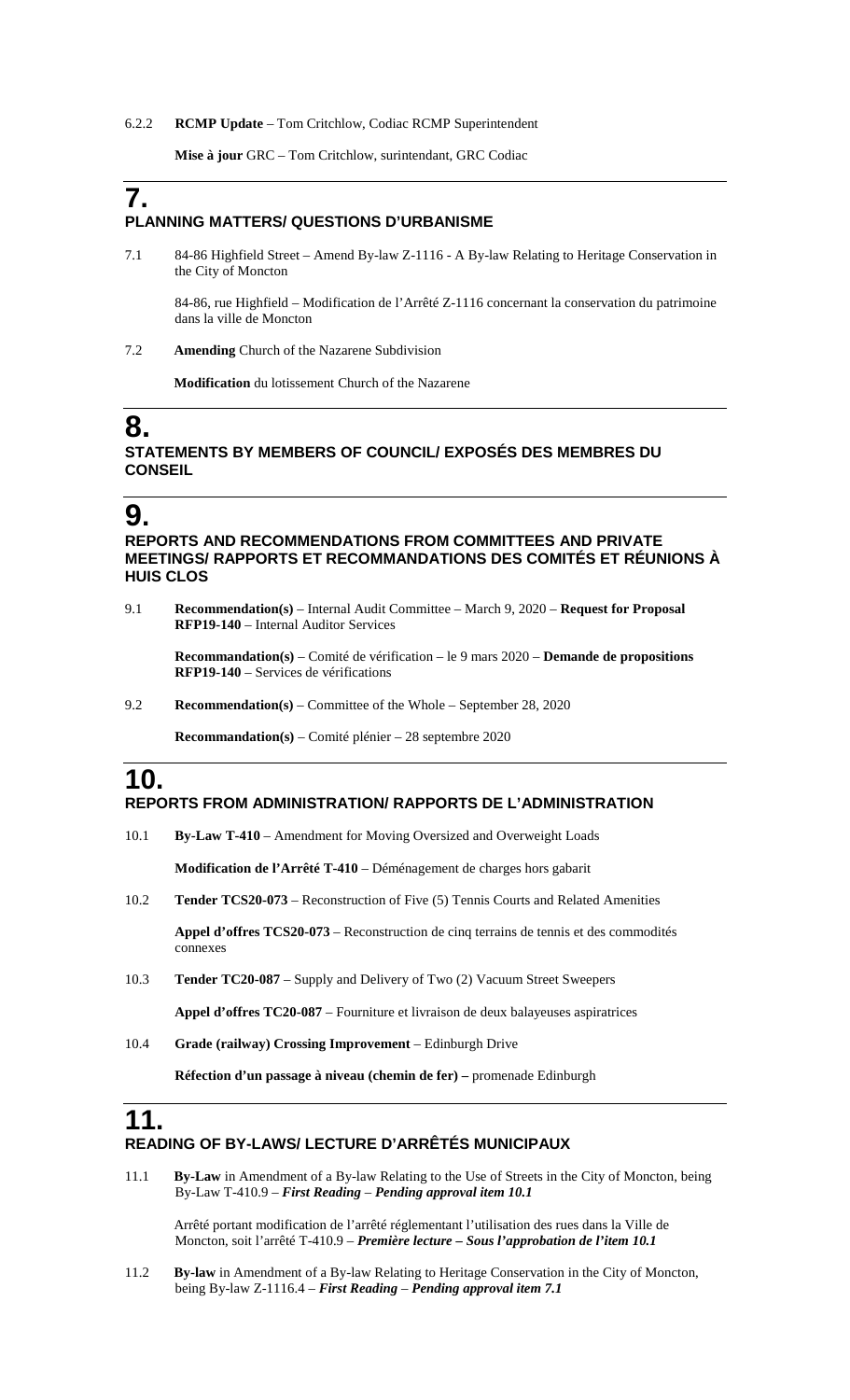6.2.2 **RCMP Update** – Tom Critchlow, Codiac RCMP Superintendent

**Mise à jour** GRC – Tom Critchlow, surintendant, GRC Codiac

# 7.

## PLANNING MATTERS/ QUESTIONS D'URBANISME

7.1 84-86 Highfield Street – Amend By-law Z-1116 - A By-law Relating to Heritage Conservation in the City of Moncton

84-86, rue Highfield – Modification de l'Arrêté Z-1116 concernant la conservation du patrimoine dans la ville de Moncton

7.2 **Amending** Church of the Nazarene Subdivision

**Modification** du lotissement Church of the Nazarene

# 8.

## STATEMENTS BY MEMBERS OF COUNCIL/ EXPOSÉS DES MEMBRES DU CONSEIL

# 9.

## REPORTS AND RECOMMENDATIONS FROM COMMITTEES AND PRIVATE MEETINGS/ RAPPORTS ET RECOMMANDATIONS DES COMITÉS ET RÉUNIONS À HUIS CLOS

9.1 **Recommendation(s)** – Internal Audit Committee – March 9, 2020 – **Request for Proposal RFP19-140** – Internal Auditor Services

**Recommandation(s)** – Comité de vérification – le 9 mars 2020 – **Demande de propositions RFP19-140** – Services de vérifications

9.2 **Recommendation(s)** – Committee of the Whole – September 28, 2020

**Recommandation(s)** – Comité plénier – 28 septembre 2020

# 10.

## REPORTS FROM ADMINISTRATION/ RAPPORTS DE L'ADMINISTRATION

10.1 **By-Law T-410** – Amendment for Moving Oversized and Overweight Loads

**Modification de l'Arrêté T-410** – Déménagement de charges hors gabarit

10.2 **Tender TCS20-073** – Reconstruction of Five (5) Tennis Courts and Related Amenities

**Appel d'offres TCS20-073** – Reconstruction de cinq terrains de tennis et des commodités connexes

10.3 **Tender TC20-087** – Supply and Delivery of Two (2) Vacuum Street Sweepers

**Appel d'offres TC20-087** – Fourniture et livraison de deux balayeuses aspiratrices

10.4 **Grade (railway) Crossing Improvement** – Edinburgh Drive

**Réfection d'un passage à niveau (chemin de fer) –** promenade Edinburgh

# 11.

## READING OF BY-LAWS/ LECTURE D'ARRÊTÉS MUNICIPAUX

11.1 **By-Law** in Amendment of a By-law Relating to the Use of Streets in the City of Moncton, being By-Law T-410.9 – ***First Reading*** – ***Pending approval item 10.1***

Arrêté portant modification de l'arrêté réglementant l'utilisation des rues dans la Ville de Moncton, soit l'arrêté T-410.9 – ***Première lecture – Sous l'approbation de l'item 10.1***

11.2 **By-law** in Amendment of a By-law Relating to Heritage Conservation in the City of Moncton, being By-law Z-1116.4 – ***First Reading*** – ***Pending approval item 7.1***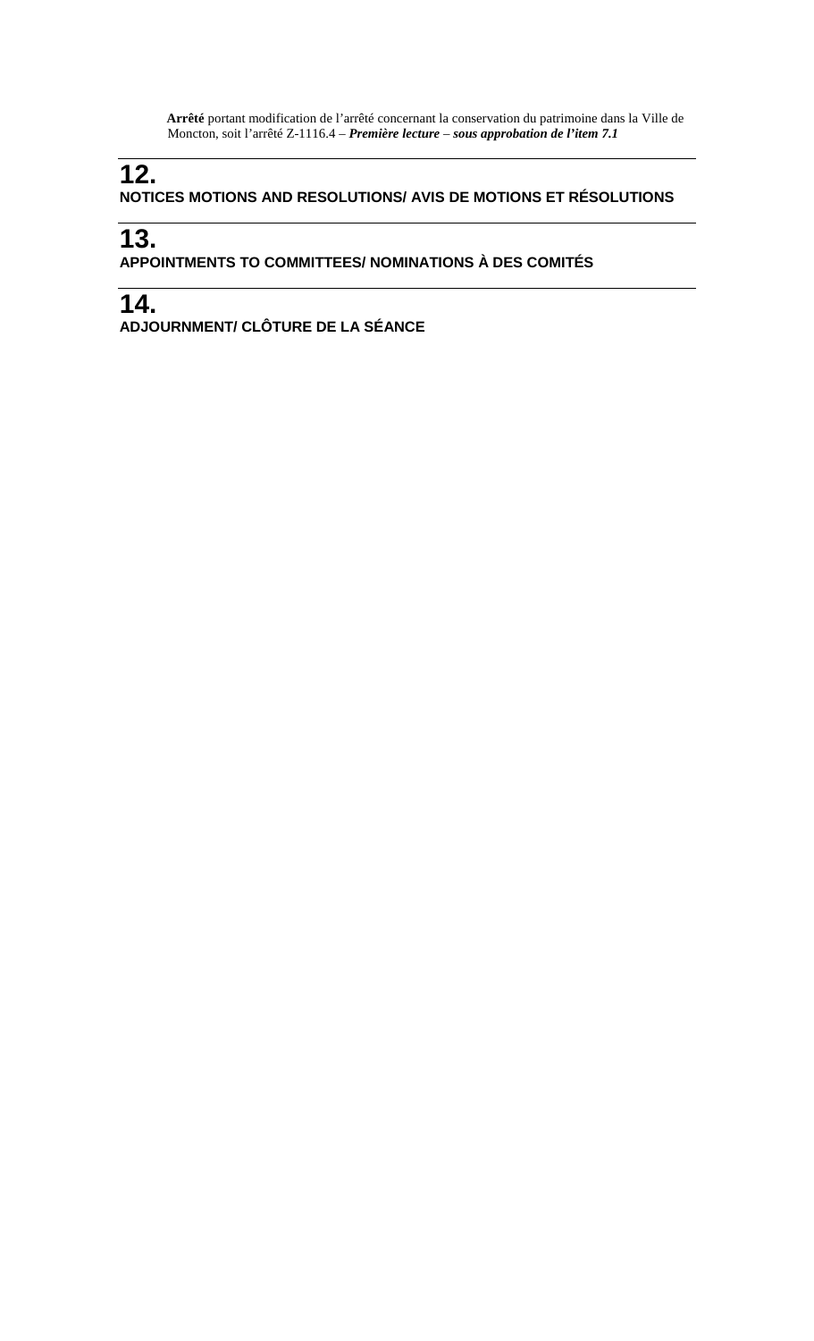**Arrêté** portant modification de l'arrêté concernant la conservation du patrimoine dans la Ville de Moncton, soit l'arrêté Z-1116.4 – ***Première lecture – sous approbation de l'item 7.1***

## 12.

**NOTICES MOTIONS AND RESOLUTIONS/ AVIS DE MOTIONS ET RÉSOLUTIONS**

## 13.

**APPOINTMENTS TO COMMITTEES/ NOMINATIONS À DES COMITÉS**

## 14.

**ADJOURNMENT/ CLÔTURE DE LA SÉANCE**